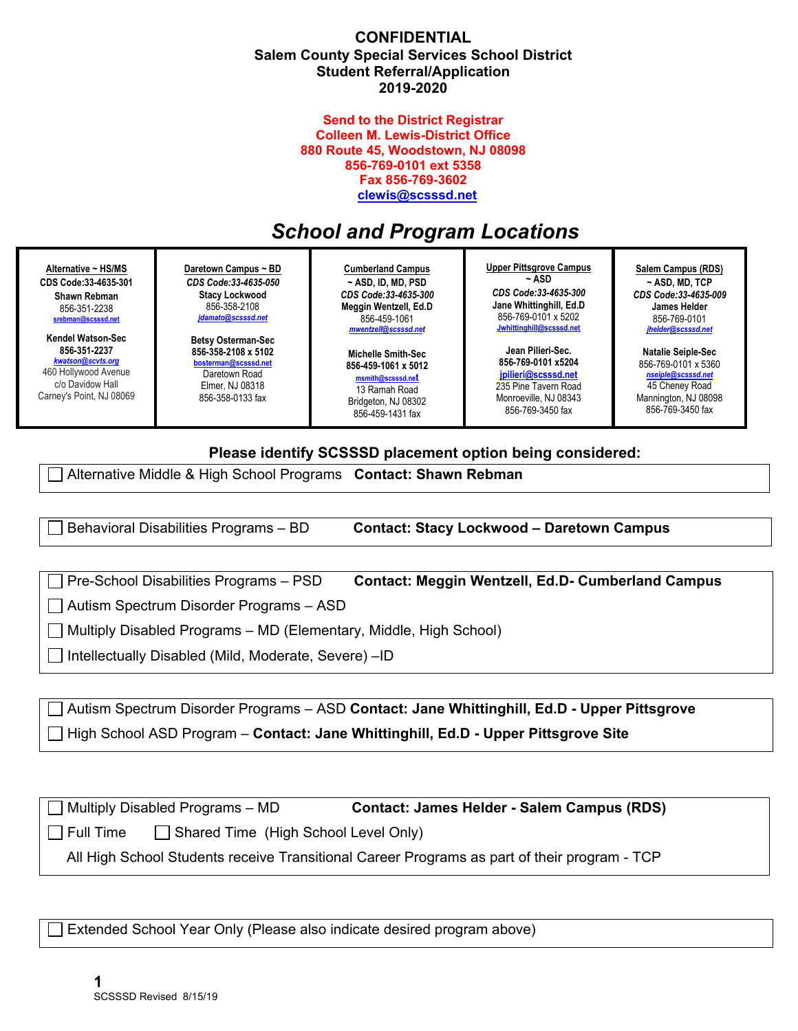# CONFIDENTIAL

## Salem County Special Services School District
## Student Referral/Application
## 2019-2020

**Send to the District Registrar**
**Colleen M. Lewis-District Office**
**880 Route 45, Woodstown, NJ 08098**
**856-769-0101 ext 5358**
**Fax 856-769-3602**
**clewis@scsssd.net**

## *School and Program Locations*

| Alternative ~ HS/MS | Daretown Campus ~ BD | Cumberland Campus ~ ASD, ID, MD, PSD | Upper Pittsgrove Campus ~ ASD | Salem Campus (RDS) ~ ASD, MD, TCP |
|---|---|---|---|---|
| CDS Code:33-4635-301<br>**Shawn Rebman**<br>856-351-2238<br>srebman@scsssd.net<br><br>**Kendel Watson-Sec**<br>**856-351-2237**<br>*kwatson@scvts.org*<br>460 Hollywood Avenue<br>c/o Davidow Hall<br>Carney's Point, NJ 08069 | *CDS Code:33-4635-050*<br>**Stacy Lockwood**<br>856-358-2108<br>*jdamato@scsssd.net*<br><br>**Betsy Osterman-Sec**<br>**856-358-2108 x 5102**<br>bosterman@scsssd.net<br>Daretown Road<br>Elmer, NJ 08318<br>856-358-0133 fax | *CDS Code:33-4635-300*<br>**Meggin Wentzell, Ed.D**<br>856-459-1061<br>*mwentzell@scsssd.net*<br><br>**Michelle Smith-Sec**<br>**856-459-1061 x 5012**<br>msmith@scsssd.net<br>13 Ramah Road<br>Bridgeton, NJ 08302<br>856-459-1431 fax | *CDS Code:33-4635-300*<br>**Jane Whittinghill, Ed.D**<br>856-769-0101 x 5202<br>Jwhittinghill@scsssd.net<br><br>**Jean Pilieri-Sec.**<br>**856-769-0101 x5204**<br>jpilieri@scsssd.net<br>235 Pine Tavern Road<br>Monroeville, NJ 08343<br>856-769-3450 fax | *CDS Code:33-4635-009*<br>**James Helder**<br>856-769-0101<br>*jhelder@scsssd.net*<br><br>**Natalie Seiple-Sec**<br>856-769-0101 x 5360<br>*nseiple@scsssd.net*<br>45 Cheney Road<br>Mannington, NJ 08098<br>856-769-3450 fax |

**Please identify SCSSSD placement option being considered:**

- ☐ Alternative Middle & High School Programs **Contact: Shawn Rebman**

- ☐ Behavioral Disabilities Programs – BD **Contact: Stacy Lockwood – Daretown Campus**

- ☐ Pre-School Disabilities Programs – PSD **Contact: Meggin Wentzell, Ed.D- Cumberland Campus**
- ☐ Autism Spectrum Disorder Programs – ASD
- ☐ Multiply Disabled Programs – MD (Elementary, Middle, High School)
- ☐ Intellectually Disabled (Mild, Moderate, Severe) –ID

- ☐ Autism Spectrum Disorder Programs – ASD **Contact: Jane Whittinghill, Ed.D - Upper Pittsgrove**
- ☐ High School ASD Program – **Contact: Jane Whittinghill, Ed.D - Upper Pittsgrove Site**

- ☐ Multiply Disabled Programs – MD **Contact: James Helder - Salem Campus (RDS)**
- ☐ Full Time ☐ Shared Time (High School Level Only)

All High School Students receive Transitional Career Programs as part of their program - TCP

- ☐ Extended School Year Only (Please also indicate desired program above)

SCSSSD Revised 8/15/19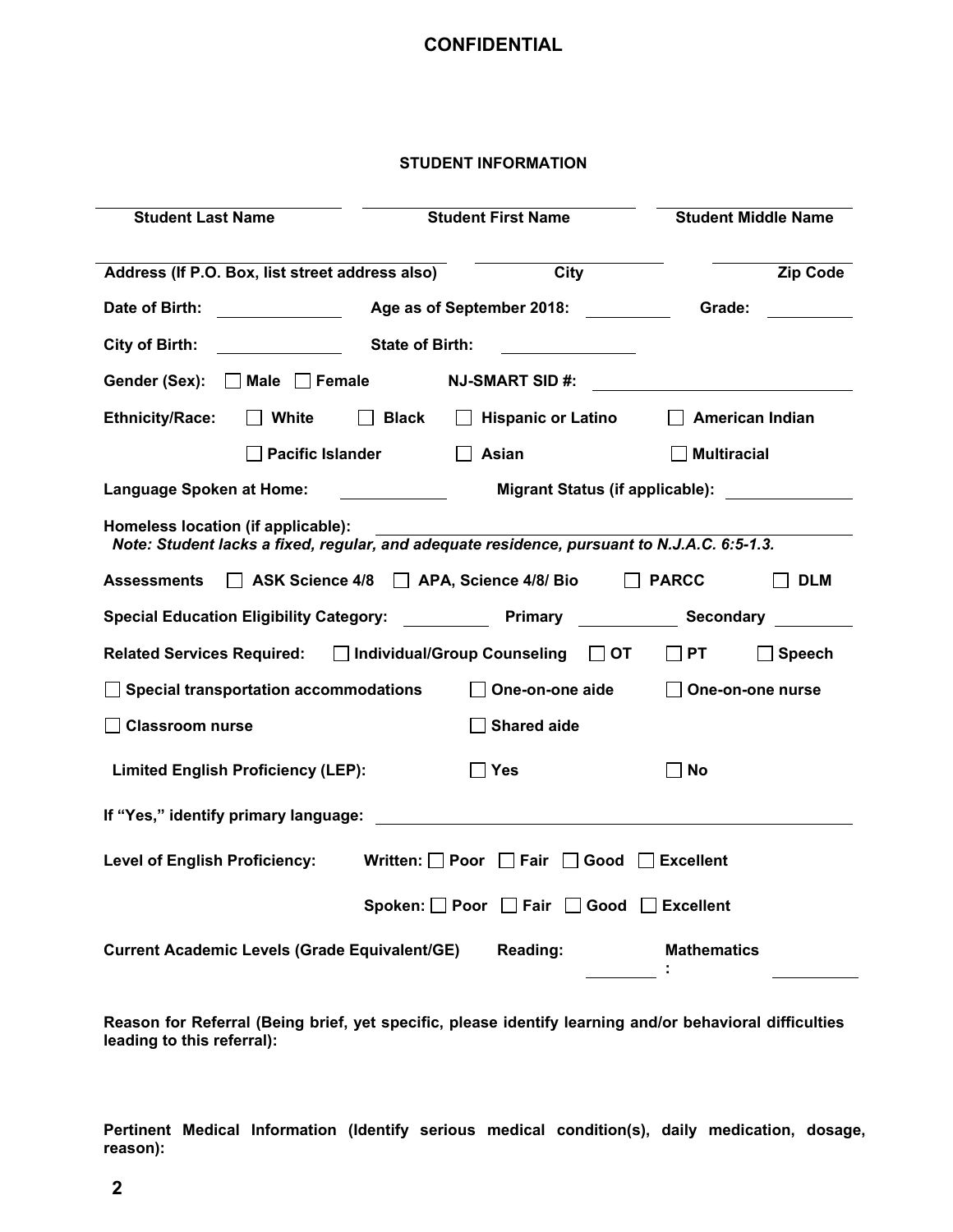**CONFIDENTIAL**

**STUDENT INFORMATION**

| Student Last Name | Student First Name | Student Middle Name |
|---|---|---|
| | | |

| Address (If P.O. Box, list street address also) | City | Zip Code |
|---|---|---|
| | | |

**Date of Birth:** ____________ **Age as of September 2018:** ________ **Grade:** ________

**City of Birth:** ____________ **State of Birth:** ____________

**Gender (Sex):** ☐ **Male** ☐ **Female** **NJ-SMART SID #:** ______________________

**Ethnicity/Race:** ☐ **White** ☐ **Black** ☐ **Hispanic or Latino** ☐ **American Indian**

☐ **Pacific Islander** ☐ **Asian** ☐ **Multiracial**

**Language Spoken at Home:** __________ **Migrant Status (if applicable):** ____________

**Homeless location (if applicable):** ______________________________________

***Note: Student lacks a fixed, regular, and adequate residence, pursuant to N.J.A.C. 6:5-1.3.***

**Assessments** ☐ **ASK Science 4/8** ☐ **APA, Science 4/8/ Bio** ☐ **PARCC** ☐ **DLM**

**Special Education Eligibility Category:** ________ **Primary** __________ **Secondary** ________

**Related Services Required:** ☐ **Individual/Group Counseling** ☐ **OT** ☐ **PT** ☐ **Speech**

☐ **Special transportation accommodations** ☐ **One-on-one aide** ☐ **One-on-one nurse**

☐ **Classroom nurse** ☐ **Shared aide**

**Limited English Proficiency (LEP):** ☐ **Yes** ☐ **No**

**If "Yes," identify primary language:** ______________________________________

**Level of English Proficiency:** **Written:** ☐ **Poor** ☐ **Fair** ☐ **Good** ☐ **Excellent**

**Spoken:** ☐ **Poor** ☐ **Fair** ☐ **Good** ☐ **Excellent**

**Current Academic Levels (Grade Equivalent/GE)** **Reading:** ________ **Mathematics:** ________

**Reason for Referral (Being brief, yet specific, please identify learning and/or behavioral difficulties leading to this referral):**

**Pertinent Medical Information (Identify serious medical condition(s), daily medication, dosage, reason):**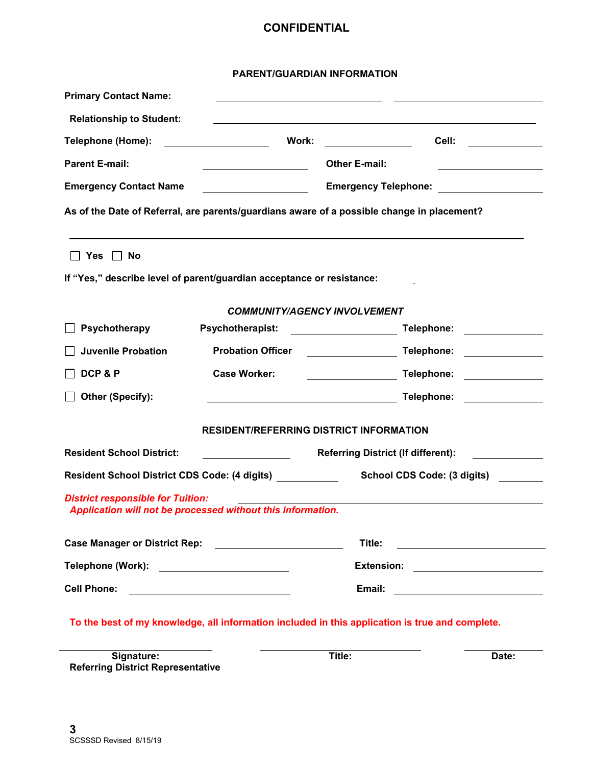# CONFIDENTIAL

## PARENT/GUARDIAN INFORMATION

**Primary Contact Name:** ______________________ ______________________

**Relationship to Student:** ____________________________________________

**Telephone (Home):** ______________ **Work:** ______________ **Cell:** ______________

**Parent E-mail:** ______________ **Other E-mail:** ______________

**Emergency Contact Name** ______________ **Emergency Telephone:** ______________

**As of the Date of Referral, are parents/guardians aware of a possible change in placement?**

____________________________________________________________

☐ **Yes** ☐ **No**

**If "Yes," describe level of parent/guardian acceptance or resistance:** _

## *COMMUNITY/AGENCY INVOLVEMENT*

☐ **Psychotherapy** **Psychotherapist:** ______________ **Telephone:** ______________

☐ **Juvenile Probation** **Probation Officer** ______________ **Telephone:** ______________

☐ **DCP & P** **Case Worker:** ______________ **Telephone:** ______________

☐ **Other (Specify):** ______________________ **Telephone:** ______________

## RESIDENT/REFERRING DISTRICT INFORMATION

**Resident School District:** ______________ **Referring District (If different):** ______________

**Resident School District CDS Code: (4 digits)** __________ **School CDS Code: (3 digits)** ________

***District responsible for Tuition:*** ______________________________

***Application will not be processed without this information.***

**Case Manager or District Rep:** ______________ **Title:** ______________

**Telephone (Work):** ______________ **Extension:** ______________

**Cell Phone:** ______________ **Email:** ______________

**To the best of my knowledge, all information included in this application is true and complete.**

______________________ ______________________ ______________

**Signature:** **Title:** **Date:**
**Referring District Representative**

SCSSSD Revised 8/15/19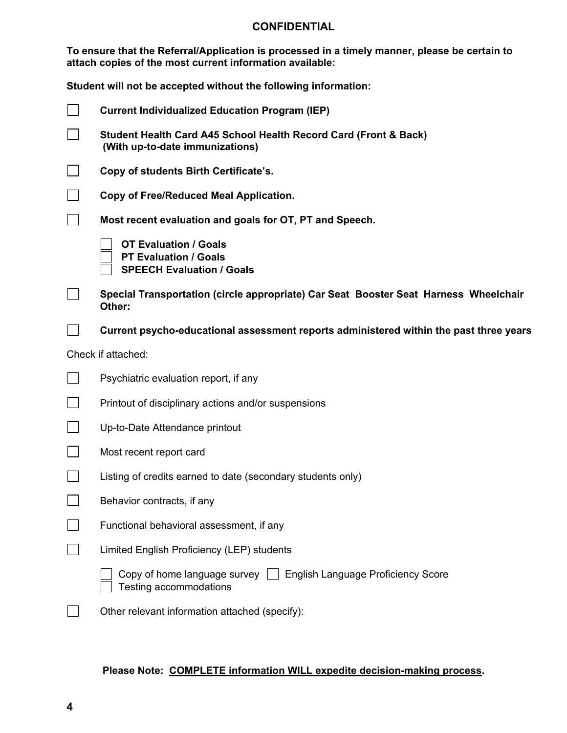**CONFIDENTIAL**

**To ensure that the Referral/Application is processed in a timely manner, please be certain to attach copies of the most current information available:**

**Student will not be accepted without the following information:**

- ☐ **Current Individualized Education Program (IEP)**
- ☐ **Student Health Card A45 School Health Record Card (Front & Back) (With up-to-date immunizations)**
- ☐ **Copy of students Birth Certificate's.**
- ☐ **Copy of Free/Reduced Meal Application.**
- ☐ **Most recent evaluation and goals for OT, PT and Speech.**
  - ☐ **OT Evaluation / Goals**
  - ☐ **PT Evaluation / Goals**
  - ☐ **SPEECH Evaluation / Goals**
- ☐ **Special Transportation (circle appropriate) Car Seat Booster Seat Harness Wheelchair Other:**
- ☐ **Current psycho-educational assessment reports administered within the past three years**

Check if attached:

- ☐ Psychiatric evaluation report, if any
- ☐ Printout of disciplinary actions and/or suspensions
- ☐ Up-to-Date Attendance printout
- ☐ Most recent report card
- ☐ Listing of credits earned to date (secondary students only)
- ☐ Behavior contracts, if any
- ☐ Functional behavioral assessment, if any
- ☐ Limited English Proficiency (LEP) students
  - ☐ Copy of home language survey ☐ English Language Proficiency Score
  - ☐ Testing accommodations
- ☐ Other relevant information attached (specify):

**Please Note: <u>COMPLETE information WILL expedite decision-making process</u>.**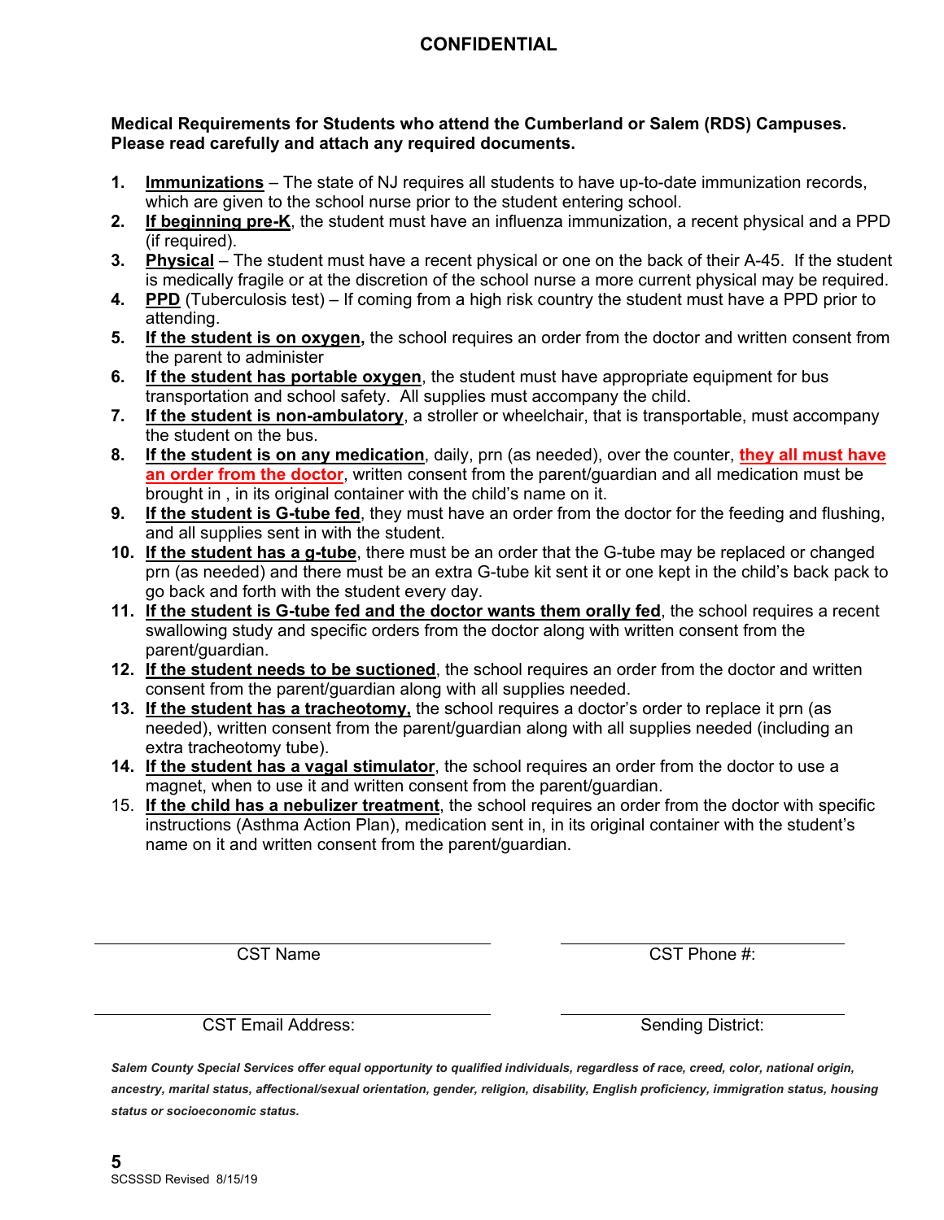**CONFIDENTIAL**

**Medical Requirements for Students who attend the Cumberland or Salem (RDS) Campuses. Please read carefully and attach any required documents.**

1. **Immunizations** – The state of NJ requires all students to have up-to-date immunization records, which are given to the school nurse prior to the student entering school.
2. **If beginning pre-K**, the student must have an influenza immunization, a recent physical and a PPD (if required).
3. **Physical** – The student must have a recent physical or one on the back of their A-45. If the student is medically fragile or at the discretion of the school nurse a more current physical may be required.
4. **PPD** (Tuberculosis test) – If coming from a high risk country the student must have a PPD prior to attending.
5. **If the student is on oxygen,** the school requires an order from the doctor and written consent from the parent to administer
6. **If the student has portable oxygen**, the student must have appropriate equipment for bus transportation and school safety. All supplies must accompany the child.
7. **If the student is non-ambulatory**, a stroller or wheelchair, that is transportable, must accompany the student on the bus.
8. **If the student is on any medication**, daily, prn (as needed), over the counter, **they all must have an order from the doctor**, written consent from the parent/guardian and all medication must be brought in , in its original container with the child's name on it.
9. **If the student is G-tube fed**, they must have an order from the doctor for the feeding and flushing, and all supplies sent in with the student.
10. **If the student has a g-tube**, there must be an order that the G-tube may be replaced or changed prn (as needed) and there must be an extra G-tube kit sent it or one kept in the child's back pack to go back and forth with the student every day.
11. **If the student is G-tube fed and the doctor wants them orally fed**, the school requires a recent swallowing study and specific orders from the doctor along with written consent from the parent/guardian.
12. **If the student needs to be suctioned**, the school requires an order from the doctor and written consent from the parent/guardian along with all supplies needed.
13. **If the student has a tracheotomy,** the school requires a doctor's order to replace it prn (as needed), written consent from the parent/guardian along with all supplies needed (including an extra tracheotomy tube).
14. **If the student has a vagal stimulator**, the school requires an order from the doctor to use a magnet, when to use it and written consent from the parent/guardian.
15. **If the child has a nebulizer treatment**, the school requires an order from the doctor with specific instructions (Asthma Action Plan), medication sent in, in its original container with the student's name on it and written consent from the parent/guardian.

CST Name: ______________________

CST Phone #: ______________________

CST Email Address: ______________________

Sending District: ______________________

***Salem County Special Services offer equal opportunity to qualified individuals, regardless of race, creed, color, national origin, ancestry, marital status, affectional/sexual orientation, gender, religion, disability, English proficiency, immigration status, housing status or socioeconomic status.***

SCSSSD Revised 8/15/19